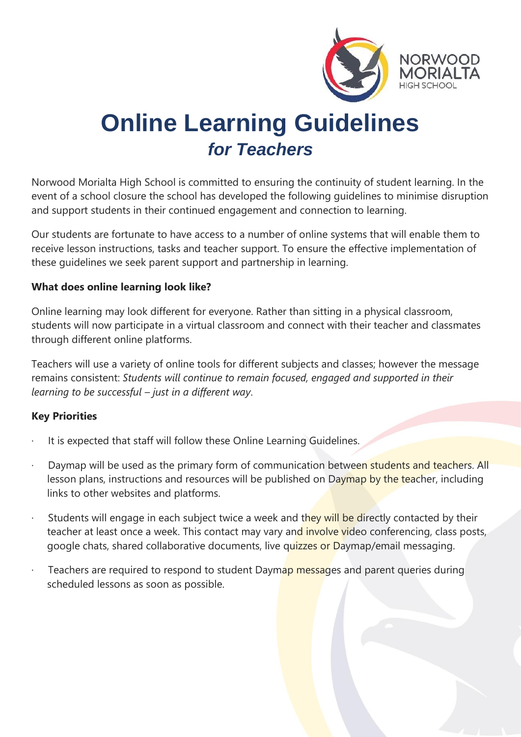# Online Learning Guidelines

## *for Teachers*

Norwood Morialta High School is committed to ensuring the continuity of student learning. In the event of a school closure the school has developed the following guidelines to minimise disruption and support students in their continued engagement and connection to learning.

Our students are fortunate to have access to a number of online systems that will enable them to receive lesson instructions, tasks and teacher support. To ensure the effective implementation of these guidelines we seek parent support and partnership in learning.

**What does online learning look like?**

Online learning may look different for everyone. Rather than sitting in a physical classroom, students will now participate in a virtual classroom and connect with their teacher and classmates through different online platforms.

Teachers will use a variety of online tools for different subjects and classes; however the message remains consistent: *Students will continue to remain focused, engaged and supported in their learning to be successful – just in a different way*.

**Key Priorities**

- It is expected that staff will follow these Online Learning Guidelines.
- Daymap will be used as the primary form of communication between students and teachers. All lesson plans, instructions and resources will be published on Daymap by the teacher, including links to other websites and platforms.
- Students will engage in each subject twice a week and they will be directly contacted by their teacher at least once a week. This contact may vary and involve video conferencing, class posts, google chats, shared collaborative documents, live quizzes or Daymap/email messaging.
- Teachers are required to respond to student Daymap messages and parent queries during scheduled lessons as soon as possible.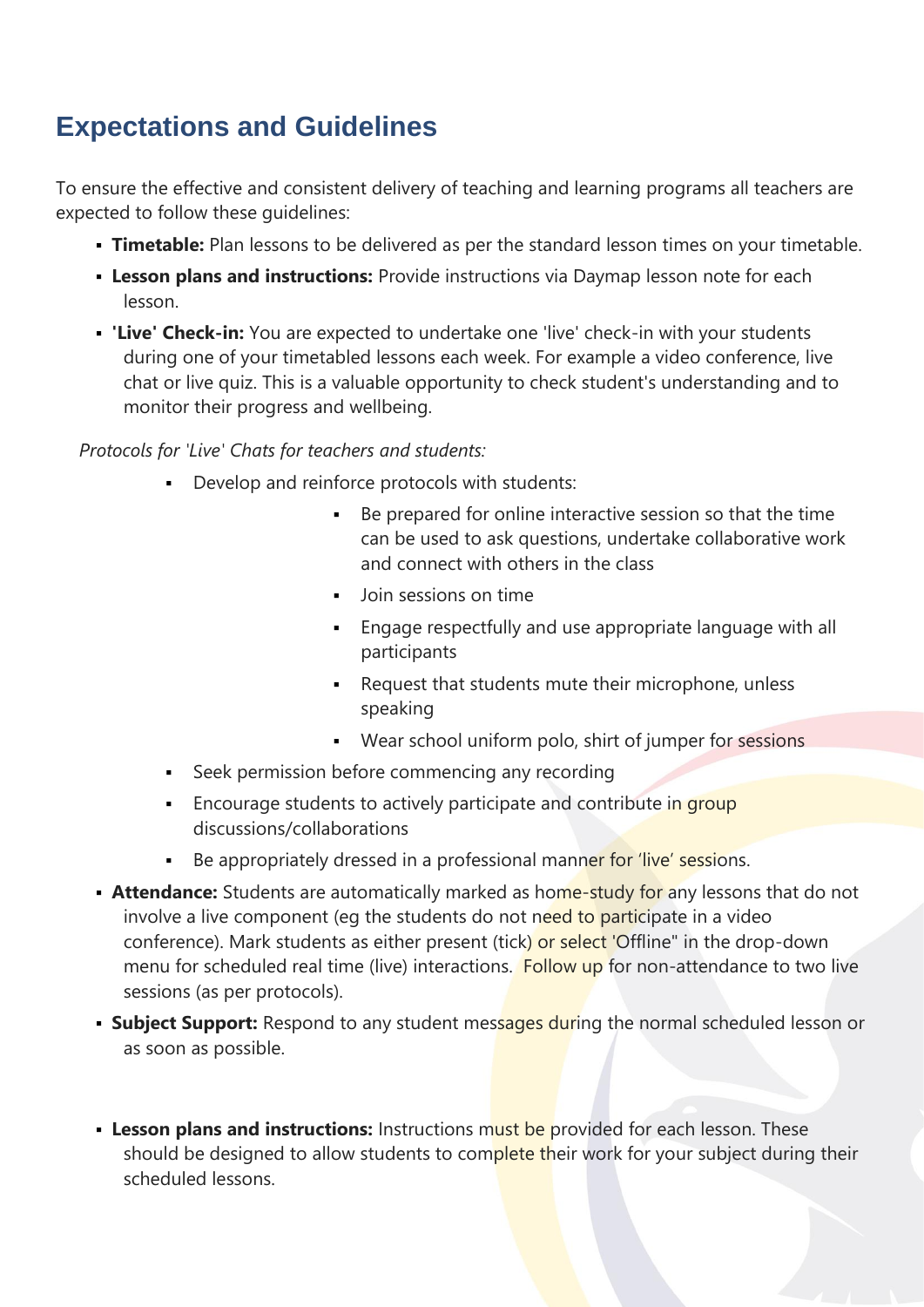## Expectations and Guidelines

To ensure the effective and consistent delivery of teaching and learning programs all teachers are expected to follow these guidelines:

- **Timetable:** Plan lessons to be delivered as per the standard lesson times on your timetable.
- **Lesson plans and instructions:** Provide instructions via Daymap lesson note for each lesson.
- **'Live' Check-in:** You are expected to undertake one 'live' check-in with your students during one of your timetabled lessons each week. For example a video conference, live chat or live quiz. This is a valuable opportunity to check student's understanding and to monitor their progress and wellbeing.

*Protocols for 'Live' Chats for teachers and students:*

- Develop and reinforce protocols with students:
  - Be prepared for online interactive session so that the time can be used to ask questions, undertake collaborative work and connect with others in the class
  - Join sessions on time
  - Engage respectfully and use appropriate language with all participants
  - Request that students mute their microphone, unless speaking
  - Wear school uniform polo, shirt of jumper for sessions
- Seek permission before commencing any recording
- Encourage students to actively participate and contribute in group discussions/collaborations
- Be appropriately dressed in a professional manner for 'live' sessions.

- **Attendance:** Students are automatically marked as home-study for any lessons that do not involve a live component (eg the students do not need to participate in a video conference). Mark students as either present (tick) or select 'Offline" in the drop-down menu for scheduled real time (live) interactions. Follow up for non-attendance to two live sessions (as per protocols).
- **Subject Support:** Respond to any student messages during the normal scheduled lesson or as soon as possible.

- **Lesson plans and instructions:** Instructions must be provided for each lesson. These should be designed to allow students to complete their work for your subject during their scheduled lessons.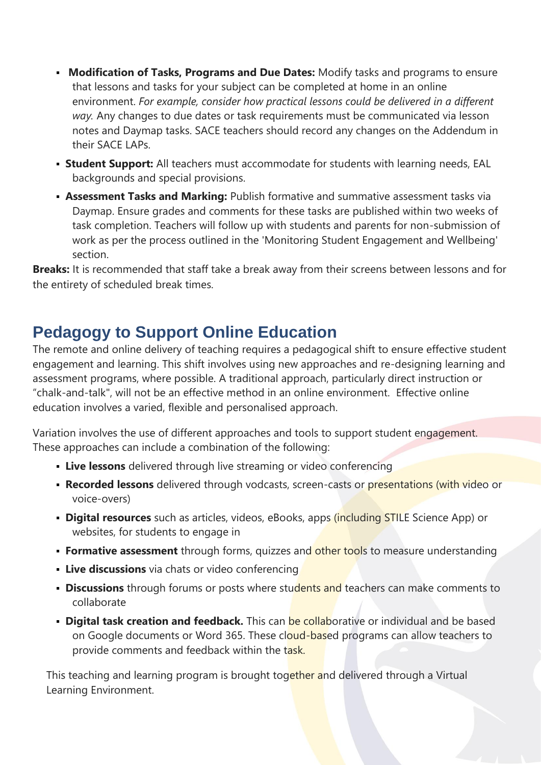- **Modification of Tasks, Programs and Due Dates:** Modify tasks and programs to ensure that lessons and tasks for your subject can be completed at home in an online environment. *For example, consider how practical lessons could be delivered in a different way.* Any changes to due dates or task requirements must be communicated via lesson notes and Daymap tasks. SACE teachers should record any changes on the Addendum in their SACE LAPs.
- **Student Support:** All teachers must accommodate for students with learning needs, EAL backgrounds and special provisions.
- **Assessment Tasks and Marking:** Publish formative and summative assessment tasks via Daymap. Ensure grades and comments for these tasks are published within two weeks of task completion. Teachers will follow up with students and parents for non-submission of work as per the process outlined in the 'Monitoring Student Engagement and Wellbeing' section.

**Breaks:** It is recommended that staff take a break away from their screens between lessons and for the entirety of scheduled break times.

## Pedagogy to Support Online Education

The remote and online delivery of teaching requires a pedagogical shift to ensure effective student engagement and learning. This shift involves using new approaches and re-designing learning and assessment programs, where possible. A traditional approach, particularly direct instruction or "chalk-and-talk", will not be an effective method in an online environment. Effective online education involves a varied, flexible and personalised approach.

Variation involves the use of different approaches and tools to support student engagement. These approaches can include a combination of the following:

- **Live lessons** delivered through live streaming or video conferencing
- **Recorded lessons** delivered through vodcasts, screen-casts or presentations (with video or voice-overs)
- **Digital resources** such as articles, videos, eBooks, apps (including STILE Science App) or websites, for students to engage in
- **Formative assessment** through forms, quizzes and other tools to measure understanding
- **Live discussions** via chats or video conferencing
- **Discussions** through forums or posts where students and teachers can make comments to collaborate
- **Digital task creation and feedback.** This can be collaborative or individual and be based on Google documents or Word 365. These cloud-based programs can allow teachers to provide comments and feedback within the task.

This teaching and learning program is brought together and delivered through a Virtual Learning Environment.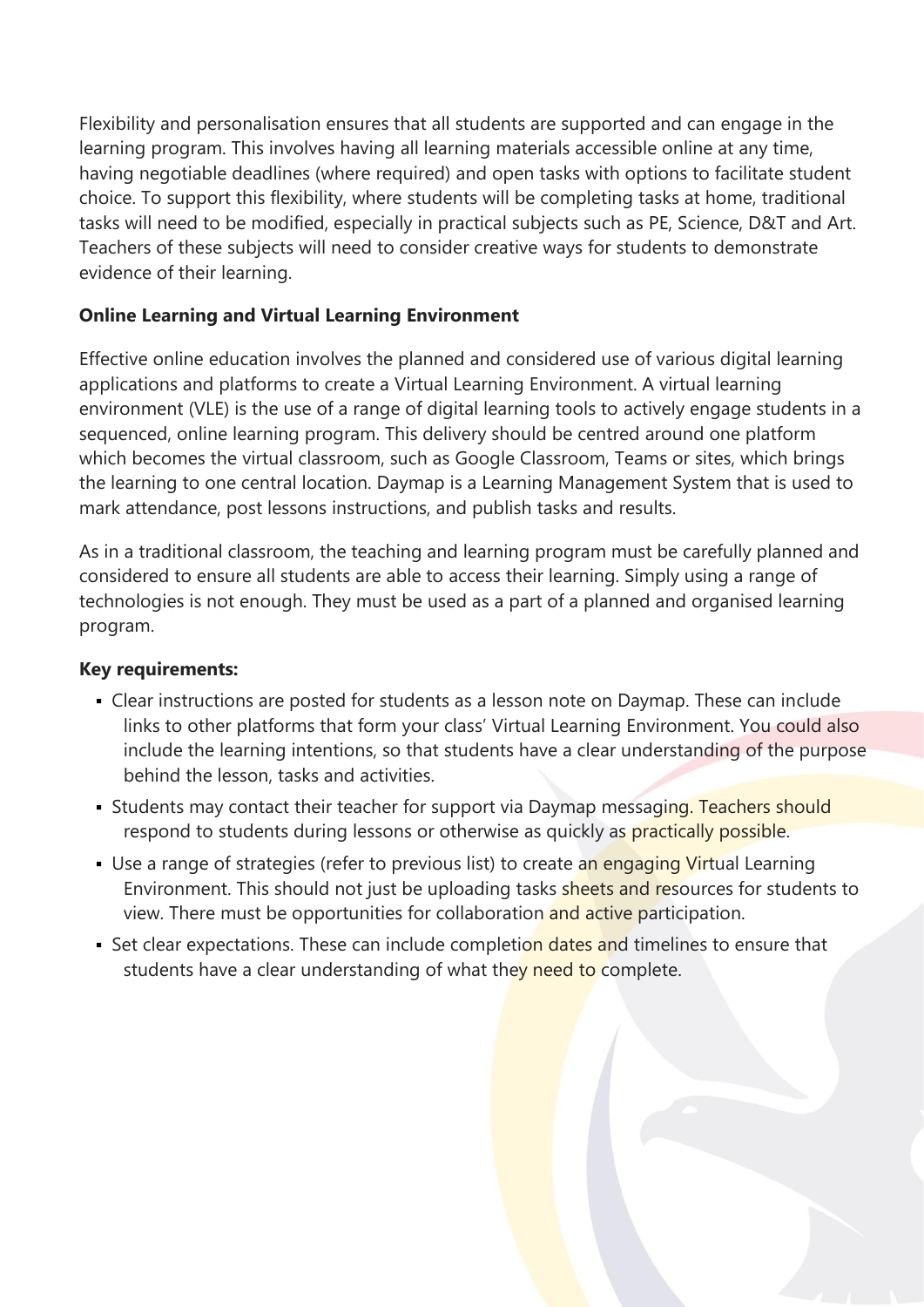Flexibility and personalisation ensures that all students are supported and can engage in the learning program. This involves having all learning materials accessible online at any time, having negotiable deadlines (where required) and open tasks with options to facilitate student choice. To support this flexibility, where students will be completing tasks at home, traditional tasks will need to be modified, especially in practical subjects such as PE, Science, D&T and Art. Teachers of these subjects will need to consider creative ways for students to demonstrate evidence of their learning.

**Online Learning and Virtual Learning Environment**

Effective online education involves the planned and considered use of various digital learning applications and platforms to create a Virtual Learning Environment. A virtual learning environment (VLE) is the use of a range of digital learning tools to actively engage students in a sequenced, online learning program. This delivery should be centred around one platform which becomes the virtual classroom, such as Google Classroom, Teams or sites, which brings the learning to one central location. Daymap is a Learning Management System that is used to mark attendance, post lessons instructions, and publish tasks and results.

As in a traditional classroom, the teaching and learning program must be carefully planned and considered to ensure all students are able to access their learning. Simply using a range of technologies is not enough. They must be used as a part of a planned and organised learning program.

**Key requirements:**

- Clear instructions are posted for students as a lesson note on Daymap. These can include links to other platforms that form your class' Virtual Learning Environment. You could also include the learning intentions, so that students have a clear understanding of the purpose behind the lesson, tasks and activities.
- Students may contact their teacher for support via Daymap messaging. Teachers should respond to students during lessons or otherwise as quickly as practically possible.
- Use a range of strategies (refer to previous list) to create an engaging Virtual Learning Environment. This should not just be uploading tasks sheets and resources for students to view. There must be opportunities for collaboration and active participation.
- Set clear expectations. These can include completion dates and timelines to ensure that students have a clear understanding of what they need to complete.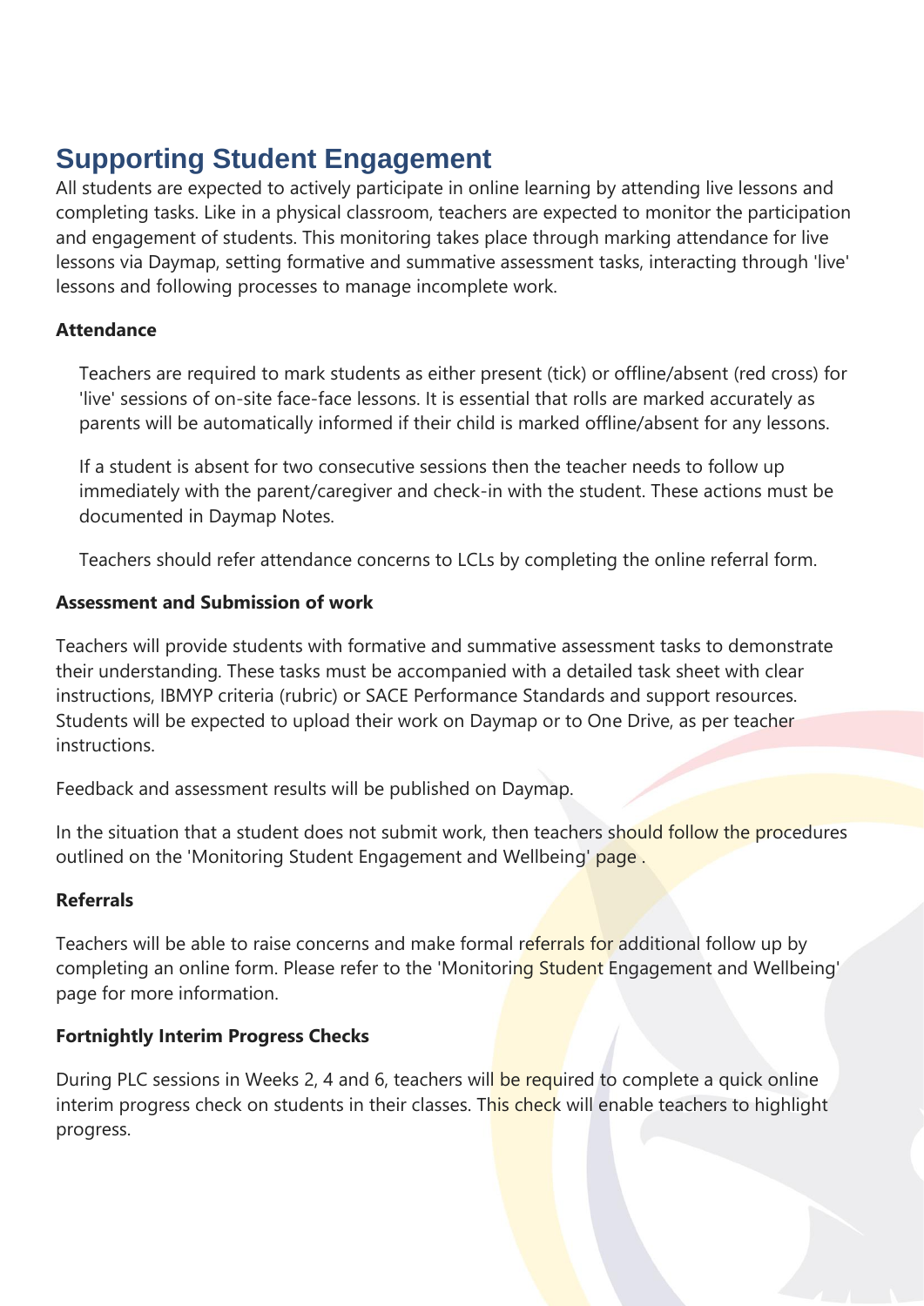# Supporting Student Engagement

All students are expected to actively participate in online learning by attending live lessons and completing tasks. Like in a physical classroom, teachers are expected to monitor the participation and engagement of students. This monitoring takes place through marking attendance for live lessons via Daymap, setting formative and summative assessment tasks, interacting through 'live' lessons and following processes to manage incomplete work.

**Attendance**

Teachers are required to mark students as either present (tick) or offline/absent (red cross) for 'live' sessions of on-site face-face lessons. It is essential that rolls are marked accurately as parents will be automatically informed if their child is marked offline/absent for any lessons.

If a student is absent for two consecutive sessions then the teacher needs to follow up immediately with the parent/caregiver and check-in with the student. These actions must be documented in Daymap Notes.

Teachers should refer attendance concerns to LCLs by completing the online referral form.

**Assessment and Submission of work**

Teachers will provide students with formative and summative assessment tasks to demonstrate their understanding. These tasks must be accompanied with a detailed task sheet with clear instructions, IBMYP criteria (rubric) or SACE Performance Standards and support resources. Students will be expected to upload their work on Daymap or to One Drive, as per teacher instructions.

Feedback and assessment results will be published on Daymap.

In the situation that a student does not submit work, then teachers should follow the procedures outlined on the 'Monitoring Student Engagement and Wellbeing' page .

**Referrals**

Teachers will be able to raise concerns and make formal referrals for additional follow up by completing an online form. Please refer to the 'Monitoring Student Engagement and Wellbeing' page for more information.

**Fortnightly Interim Progress Checks**

During PLC sessions in Weeks 2, 4 and 6, teachers will be required to complete a quick online interim progress check on students in their classes. This check will enable teachers to highlight progress.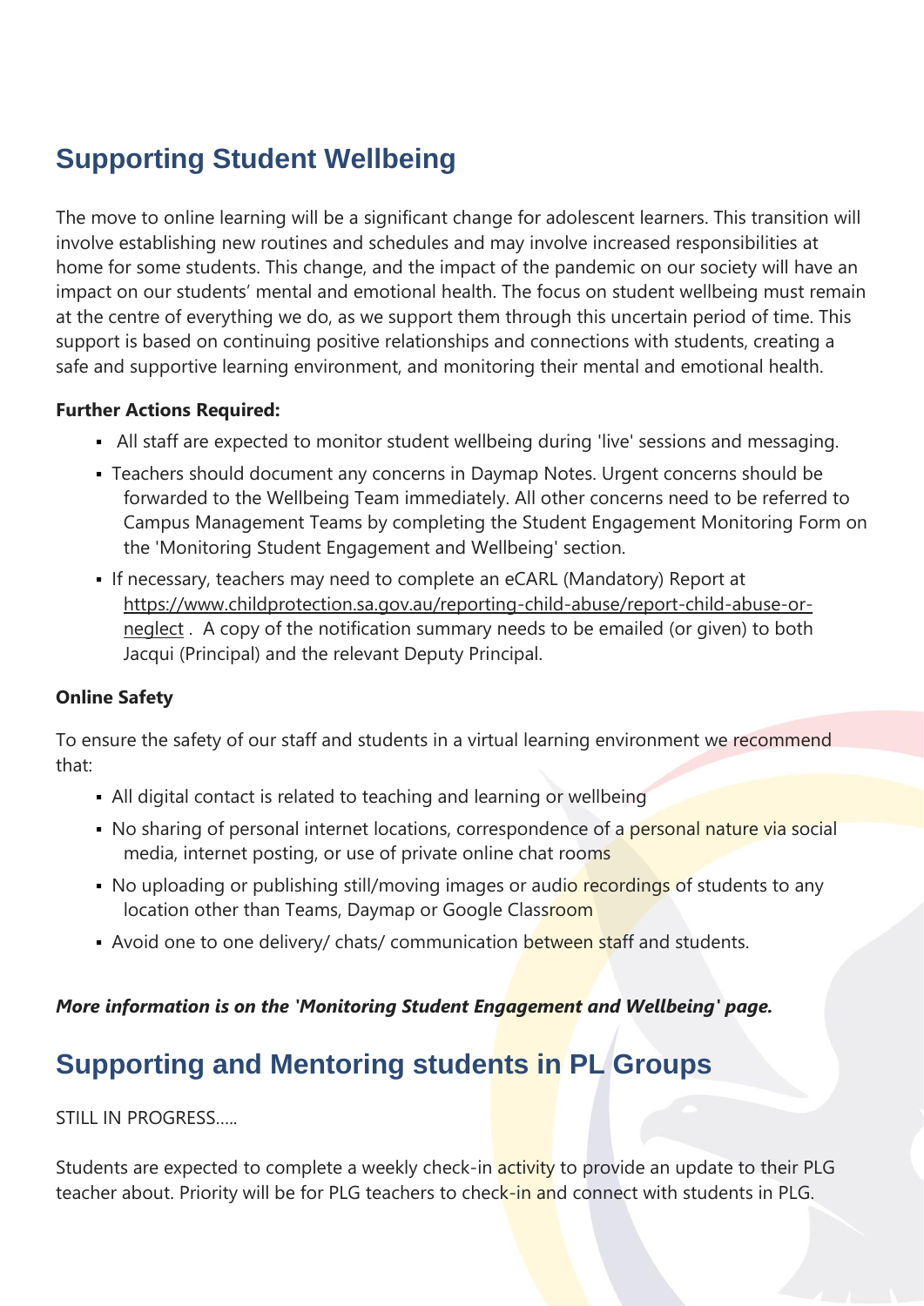## Supporting Student Wellbeing

The move to online learning will be a significant change for adolescent learners. This transition will involve establishing new routines and schedules and may involve increased responsibilities at home for some students. This change, and the impact of the pandemic on our society will have an impact on our students' mental and emotional health. The focus on student wellbeing must remain at the centre of everything we do, as we support them through this uncertain period of time. This support is based on continuing positive relationships and connections with students, creating a safe and supportive learning environment, and monitoring their mental and emotional health.

**Further Actions Required:**

- All staff are expected to monitor student wellbeing during 'live' sessions and messaging.
- Teachers should document any concerns in Daymap Notes. Urgent concerns should be forwarded to the Wellbeing Team immediately. All other concerns need to be referred to Campus Management Teams by completing the Student Engagement Monitoring Form on the 'Monitoring Student Engagement and Wellbeing' section.
- If necessary, teachers may need to complete an eCARL (Mandatory) Report at https://www.childprotection.sa.gov.au/reporting-child-abuse/report-child-abuse-or-neglect . A copy of the notification summary needs to be emailed (or given) to both Jacqui (Principal) and the relevant Deputy Principal.

**Online Safety**

To ensure the safety of our staff and students in a virtual learning environment we recommend that:

- All digital contact is related to teaching and learning or wellbeing
- No sharing of personal internet locations, correspondence of a personal nature via social media, internet posting, or use of private online chat rooms
- No uploading or publishing still/moving images or audio recordings of students to any location other than Teams, Daymap or Google Classroom
- Avoid one to one delivery/ chats/ communication between staff and students.

***More information is on the 'Monitoring Student Engagement and Wellbeing' page.***

## Supporting and Mentoring students in PL Groups

STILL IN PROGRESS.....

Students are expected to complete a weekly check-in activity to provide an update to their PLG teacher about. Priority will be for PLG teachers to check-in and connect with students in PLG.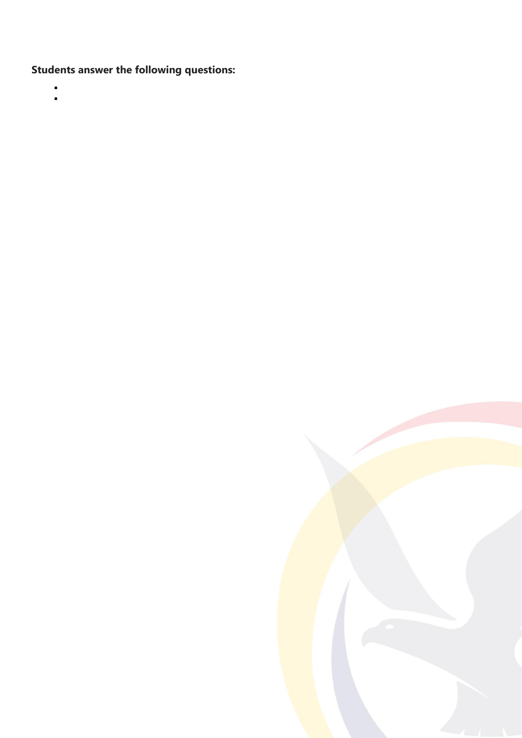**Students answer the following questions:**

- 
-